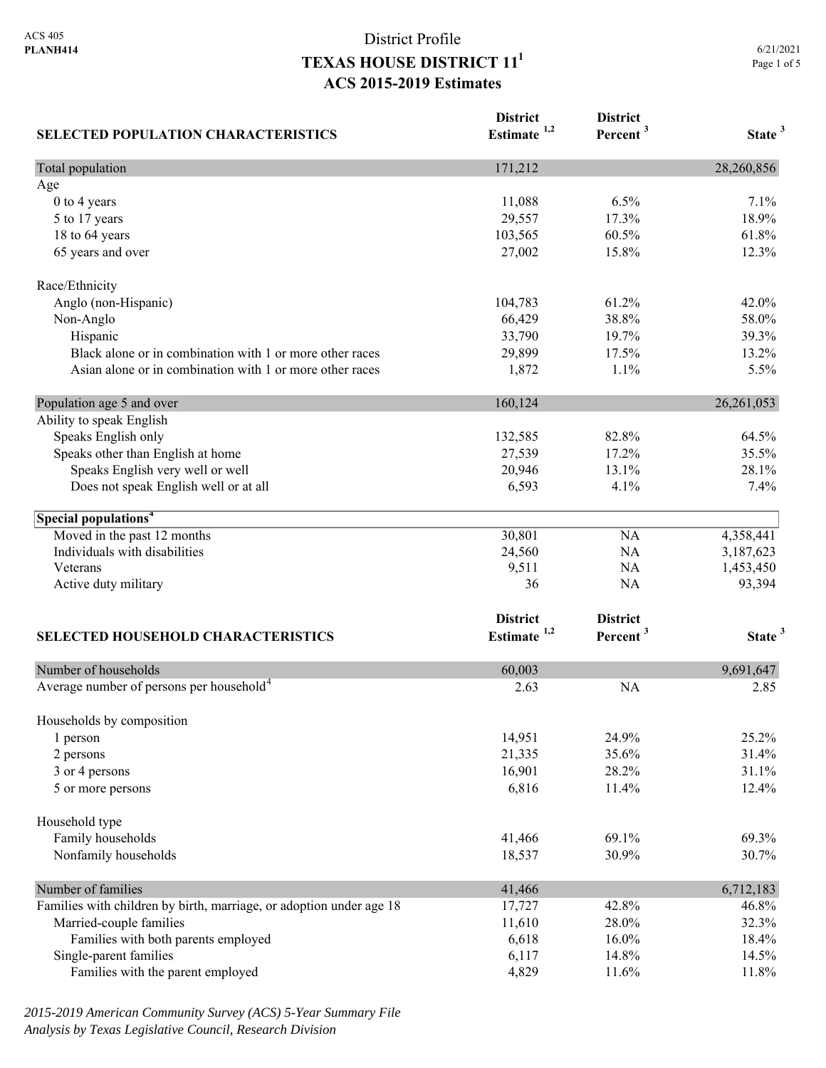ACS 405
**PLANH414**

# District Profile
## TEXAS HOUSE DISTRICT 11[1]
## ACS 2015-2019 Estimates

6/21/2021

| SELECTED POPULATION CHARACTERISTICS | District Estimate [1,2] | District Percent [3] | State [3] |
|---|---|---|---|
| Total population | 171,212 | | 28,260,856 |
| Age | | | |
| 0 to 4 years | 11,088 | 6.5% | 7.1% |
| 5 to 17 years | 29,557 | 17.3% | 18.9% |
| 18 to 64 years | 103,565 | 60.5% | 61.8% |
| 65 years and over | 27,002 | 15.8% | 12.3% |
| Race/Ethnicity | | | |
| Anglo (non-Hispanic) | 104,783 | 61.2% | 42.0% |
| Non-Anglo | 66,429 | 38.8% | 58.0% |
| Hispanic | 33,790 | 19.7% | 39.3% |
| Black alone or in combination with 1 or more other races | 29,899 | 17.5% | 13.2% |
| Asian alone or in combination with 1 or more other races | 1,872 | 1.1% | 5.5% |
| Population age 5 and over | 160,124 | | 26,261,053 |
| Ability to speak English | | | |
| Speaks English only | 132,585 | 82.8% | 64.5% |
| Speaks other than English at home | 27,539 | 17.2% | 35.5% |
| Speaks English very well or well | 20,946 | 13.1% | 28.1% |
| Does not speak English well or at all | 6,593 | 4.1% | 7.4% |
| **Special populations[4]** | | | |
| Moved in the past 12 months | 30,801 | NA | 4,358,441 |
| Individuals with disabilities | 24,560 | NA | 3,187,623 |
| Veterans | 9,511 | NA | 1,453,450 |
| Active duty military | 36 | NA | 93,394 |

| SELECTED HOUSEHOLD CHARACTERISTICS | District Estimate [1,2] | District Percent [3] | State [3] |
|---|---|---|---|
| Number of households | 60,003 | | 9,691,647 |
| Average number of persons per household[4] | 2.63 | NA | 2.85 |
| Households by composition | | | |
| 1 person | 14,951 | 24.9% | 25.2% |
| 2 persons | 21,335 | 35.6% | 31.4% |
| 3 or 4 persons | 16,901 | 28.2% | 31.1% |
| 5 or more persons | 6,816 | 11.4% | 12.4% |
| Household type | | | |
| Family households | 41,466 | 69.1% | 69.3% |
| Nonfamily households | 18,537 | 30.9% | 30.7% |
| Number of families | 41,466 | | 6,712,183 |
| Families with children by birth, marriage, or adoption under age 18 | 17,727 | 42.8% | 46.8% |
| Married-couple families | 11,610 | 28.0% | 32.3% |
| Families with both parents employed | 6,618 | 16.0% | 18.4% |
| Single-parent families | 6,117 | 14.8% | 14.5% |
| Families with the parent employed | 4,829 | 11.6% | 11.8% |

*2015-2019 American Community Survey (ACS) 5-Year Summary File*
*Analysis by Texas Legislative Council, Research Division*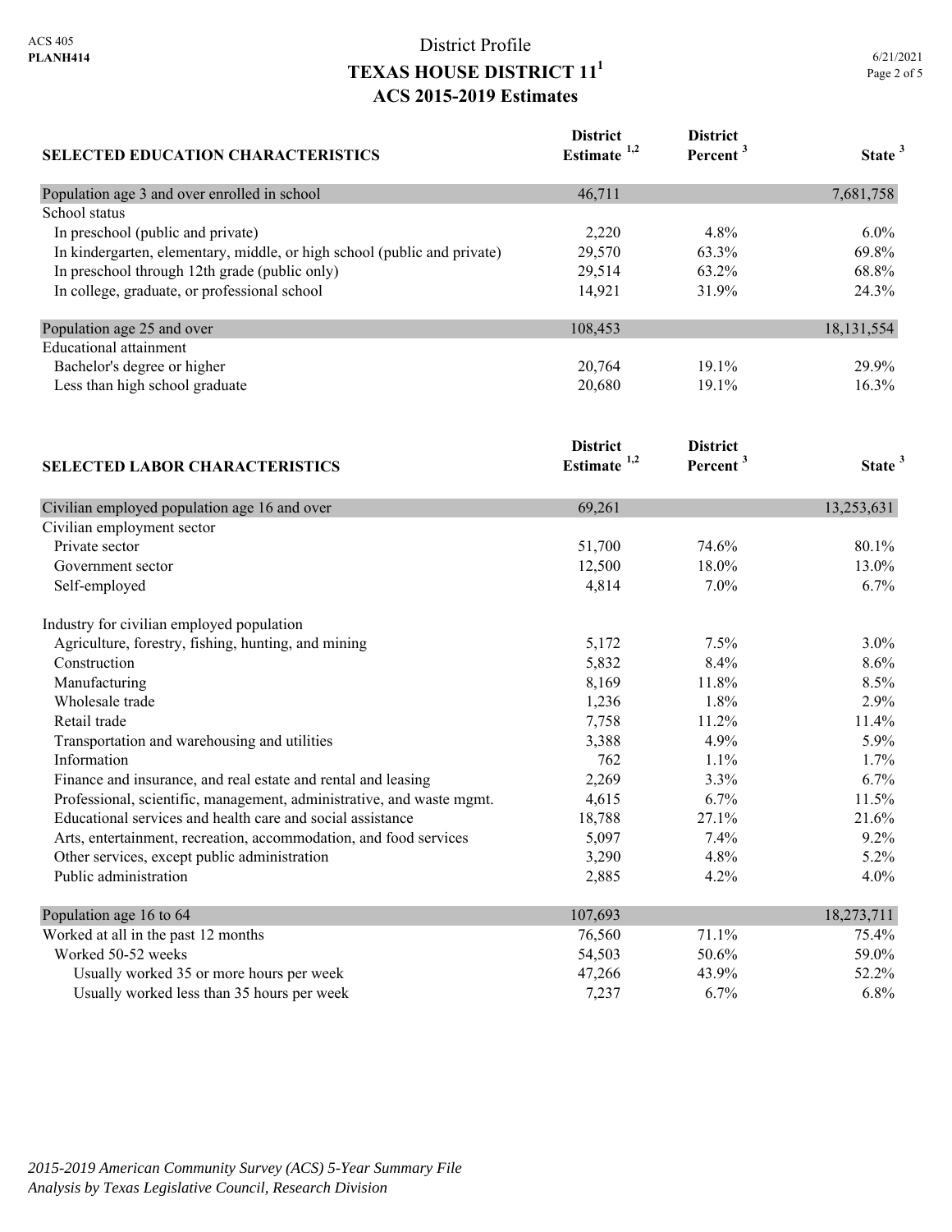ACS 405
**PLANH414**

# District Profile
## TEXAS HOUSE DISTRICT 11[1]
## ACS 2015-2019 Estimates

| SELECTED EDUCATION CHARACTERISTICS | District Estimate [1,2] | District Percent [3] | State [3] |
|---|---|---|---|
| Population age 3 and over enrolled in school | 46,711 | | 7,681,758 |
| School status | | | |
| In preschool (public and private) | 2,220 | 4.8% | 6.0% |
| In kindergarten, elementary, middle, or high school (public and private) | 29,570 | 63.3% | 69.8% |
| In preschool through 12th grade (public only) | 29,514 | 63.2% | 68.8% |
| In college, graduate, or professional school | 14,921 | 31.9% | 24.3% |
| Population age 25 and over | 108,453 | | 18,131,554 |
| Educational attainment | | | |
| Bachelor's degree or higher | 20,764 | 19.1% | 29.9% |
| Less than high school graduate | 20,680 | 19.1% | 16.3% |

| SELECTED LABOR CHARACTERISTICS | District Estimate [1,2] | District Percent [3] | State [3] |
|---|---|---|---|
| Civilian employed population age 16 and over | 69,261 | | 13,253,631 |
| Civilian employment sector | | | |
| Private sector | 51,700 | 74.6% | 80.1% |
| Government sector | 12,500 | 18.0% | 13.0% |
| Self-employed | 4,814 | 7.0% | 6.7% |
| Industry for civilian employed population | | | |
| Agriculture, forestry, fishing, hunting, and mining | 5,172 | 7.5% | 3.0% |
| Construction | 5,832 | 8.4% | 8.6% |
| Manufacturing | 8,169 | 11.8% | 8.5% |
| Wholesale trade | 1,236 | 1.8% | 2.9% |
| Retail trade | 7,758 | 11.2% | 11.4% |
| Transportation and warehousing and utilities | 3,388 | 4.9% | 5.9% |
| Information | 762 | 1.1% | 1.7% |
| Finance and insurance, and real estate and rental and leasing | 2,269 | 3.3% | 6.7% |
| Professional, scientific, management, administrative, and waste mgmt. | 4,615 | 6.7% | 11.5% |
| Educational services and health care and social assistance | 18,788 | 27.1% | 21.6% |
| Arts, entertainment, recreation, accommodation, and food services | 5,097 | 7.4% | 9.2% |
| Other services, except public administration | 3,290 | 4.8% | 5.2% |
| Public administration | 2,885 | 4.2% | 4.0% |
| Population age 16 to 64 | 107,693 | | 18,273,711 |
| Worked at all in the past 12 months | 76,560 | 71.1% | 75.4% |
| Worked 50-52 weeks | 54,503 | 50.6% | 59.0% |
| Usually worked 35 or more hours per week | 47,266 | 43.9% | 52.2% |
| Usually worked less than 35 hours per week | 7,237 | 6.7% | 6.8% |

*2015-2019 American Community Survey (ACS) 5-Year Summary File*
*Analysis by Texas Legislative Council, Research Division*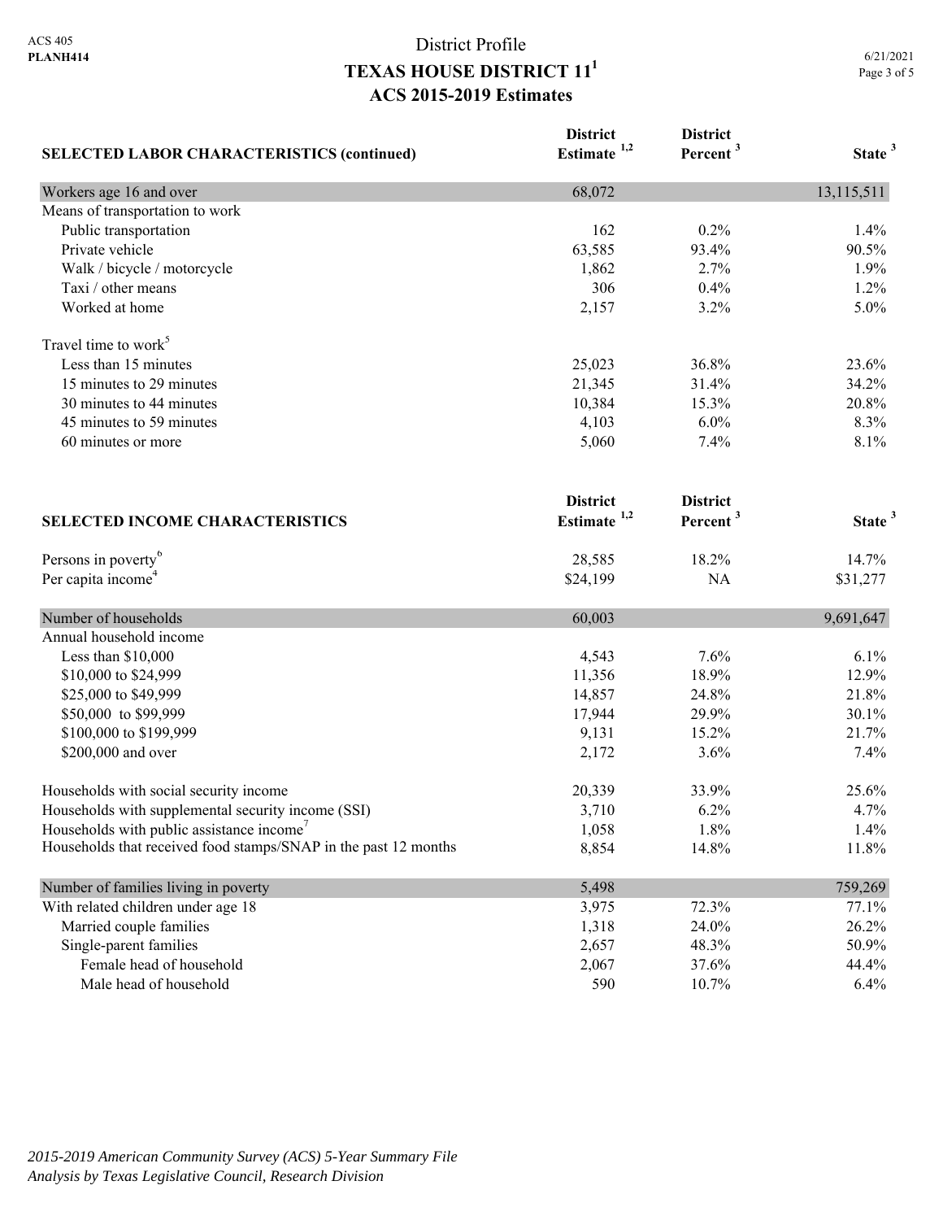# District Profile
## TEXAS HOUSE DISTRICT 11[1]
## ACS 2015-2019 Estimates

| SELECTED LABOR CHARACTERISTICS (continued) | District Estimate [1,2] | District Percent [3] | State [3] |
|---|---|---|---|
| Workers age 16 and over | 68,072 | | 13,115,511 |
| Means of transportation to work | | | |
| Public transportation | 162 | 0.2% | 1.4% |
| Private vehicle | 63,585 | 93.4% | 90.5% |
| Walk / bicycle / motorcycle | 1,862 | 2.7% | 1.9% |
| Taxi / other means | 306 | 0.4% | 1.2% |
| Worked at home | 2,157 | 3.2% | 5.0% |
| Travel time to work[5] | | | |
| Less than 15 minutes | 25,023 | 36.8% | 23.6% |
| 15 minutes to 29 minutes | 21,345 | 31.4% | 34.2% |
| 30 minutes to 44 minutes | 10,384 | 15.3% | 20.8% |
| 45 minutes to 59 minutes | 4,103 | 6.0% | 8.3% |
| 60 minutes or more | 5,060 | 7.4% | 8.1% |

| SELECTED INCOME CHARACTERISTICS | District Estimate [1,2] | District Percent [3] | State [3] |
|---|---|---|---|
| Persons in poverty[6] | 28,585 | 18.2% | 14.7% |
| Per capita income[4] | $24,199 | NA | $31,277 |
| Number of households | 60,003 | | 9,691,647 |
| Annual household income | | | |
| Less than $10,000 | 4,543 | 7.6% | 6.1% |
| $10,000 to $24,999 | 11,356 | 18.9% | 12.9% |
| $25,000 to $49,999 | 14,857 | 24.8% | 21.8% |
| $50,000 to $99,999 | 17,944 | 29.9% | 30.1% |
| $100,000 to $199,999 | 9,131 | 15.2% | 21.7% |
| $200,000 and over | 2,172 | 3.6% | 7.4% |
| Households with social security income | 20,339 | 33.9% | 25.6% |
| Households with supplemental security income (SSI) | 3,710 | 6.2% | 4.7% |
| Households with public assistance income[7] | 1,058 | 1.8% | 1.4% |
| Households that received food stamps/SNAP in the past 12 months | 8,854 | 14.8% | 11.8% |
| Number of families living in poverty | 5,498 | | 759,269 |
| With related children under age 18 | 3,975 | 72.3% | 77.1% |
| Married couple families | 1,318 | 24.0% | 26.2% |
| Single-parent families | 2,657 | 48.3% | 50.9% |
| Female head of household | 2,067 | 37.6% | 44.4% |
| Male head of household | 590 | 10.7% | 6.4% |

*2015-2019 American Community Survey (ACS) 5-Year Summary File*
*Analysis by Texas Legislative Council, Research Division*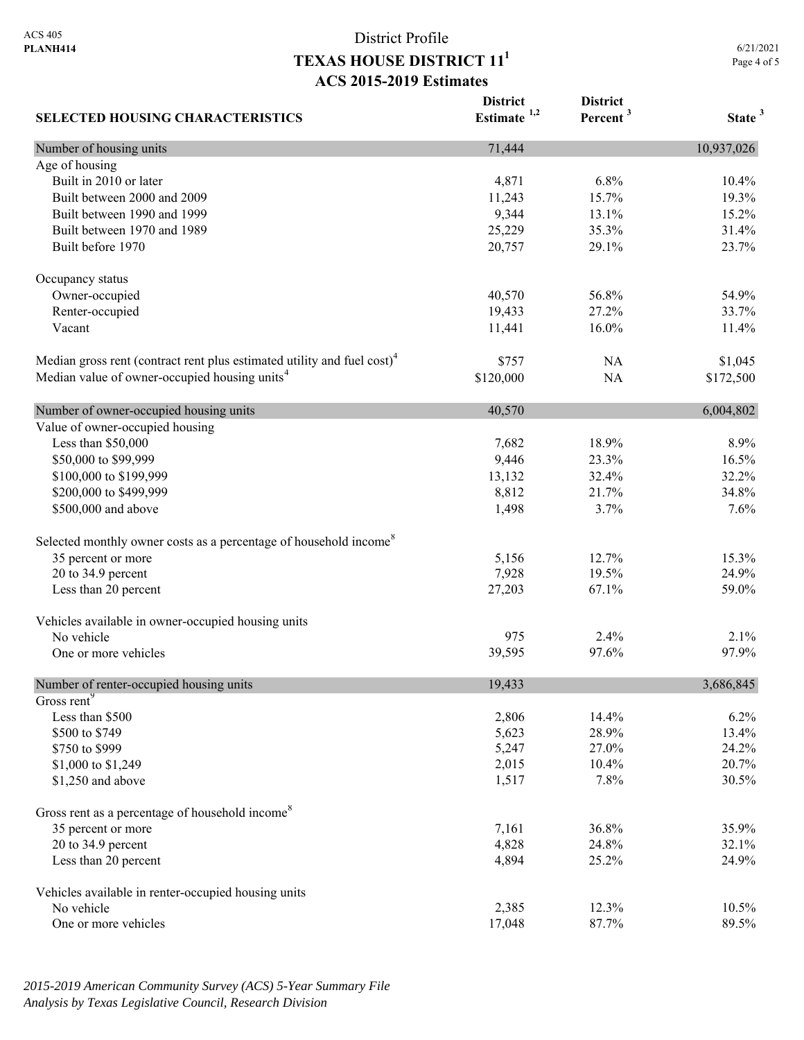District Profile

# TEXAS HOUSE DISTRICT 11[1]

## ACS 2015-2019 Estimates

| SELECTED HOUSING CHARACTERISTICS | District Estimate [1,2] | District Percent [3] | State [3] |
|---|---|---|---|
| **Number of housing units** | 71,444 | | 10,937,026 |
| Age of housing | | | |
| Built in 2010 or later | 4,871 | 6.8% | 10.4% |
| Built between 2000 and 2009 | 11,243 | 15.7% | 19.3% |
| Built between 1990 and 1999 | 9,344 | 13.1% | 15.2% |
| Built between 1970 and 1989 | 25,229 | 35.3% | 31.4% |
| Built before 1970 | 20,757 | 29.1% | 23.7% |
| Occupancy status | | | |
| Owner-occupied | 40,570 | 56.8% | 54.9% |
| Renter-occupied | 19,433 | 27.2% | 33.7% |
| Vacant | 11,441 | 16.0% | 11.4% |
| Median gross rent (contract rent plus estimated utility and fuel cost)[4] | $757 | NA | $1,045 |
| Median value of owner-occupied housing units[4] | $120,000 | NA | $172,500 |
| **Number of owner-occupied housing units** | 40,570 | | 6,004,802 |
| Value of owner-occupied housing | | | |
| Less than $50,000 | 7,682 | 18.9% | 8.9% |
| $50,000 to $99,999 | 9,446 | 23.3% | 16.5% |
| $100,000 to $199,999 | 13,132 | 32.4% | 32.2% |
| $200,000 to $499,999 | 8,812 | 21.7% | 34.8% |
| $500,000 and above | 1,498 | 3.7% | 7.6% |
| Selected monthly owner costs as a percentage of household income[8] | | | |
| 35 percent or more | 5,156 | 12.7% | 15.3% |
| 20 to 34.9 percent | 7,928 | 19.5% | 24.9% |
| Less than 20 percent | 27,203 | 67.1% | 59.0% |
| Vehicles available in owner-occupied housing units | | | |
| No vehicle | 975 | 2.4% | 2.1% |
| One or more vehicles | 39,595 | 97.6% | 97.9% |
| **Number of renter-occupied housing units** | 19,433 | | 3,686,845 |
| Gross rent[9] | | | |
| Less than $500 | 2,806 | 14.4% | 6.2% |
| $500 to $749 | 5,623 | 28.9% | 13.4% |
| $750 to $999 | 5,247 | 27.0% | 24.2% |
| $1,000 to $1,249 | 2,015 | 10.4% | 20.7% |
| $1,250 and above | 1,517 | 7.8% | 30.5% |
| Gross rent as a percentage of household income[8] | | | |
| 35 percent or more | 7,161 | 36.8% | 35.9% |
| 20 to 34.9 percent | 4,828 | 24.8% | 32.1% |
| Less than 20 percent | 4,894 | 25.2% | 24.9% |
| Vehicles available in renter-occupied housing units | | | |
| No vehicle | 2,385 | 12.3% | 10.5% |
| One or more vehicles | 17,048 | 87.7% | 89.5% |

*2015-2019 American Community Survey (ACS) 5-Year Summary File*
*Analysis by Texas Legislative Council, Research Division*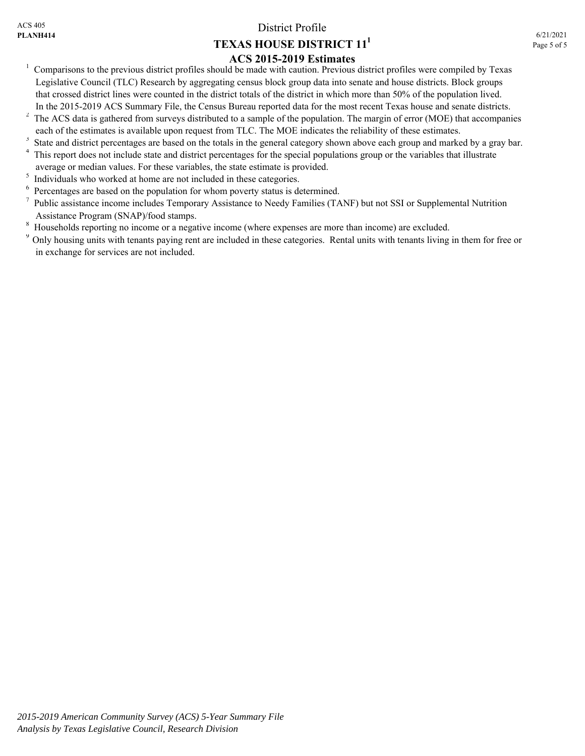District Profile

# TEXAS HOUSE DISTRICT 11[1]

## ACS 2015-2019 Estimates

[1] Comparisons to the previous district profiles should be made with caution. Previous district profiles were compiled by Texas Legislative Council (TLC) Research by aggregating census block group data into senate and house districts. Block groups that crossed district lines were counted in the district totals of the district in which more than 50% of the population lived. In the 2015-2019 ACS Summary File, the Census Bureau reported data for the most recent Texas house and senate districts.

[2] The ACS data is gathered from surveys distributed to a sample of the population. The margin of error (MOE) that accompanies each of the estimates is available upon request from TLC. The MOE indicates the reliability of these estimates.

[3] State and district percentages are based on the totals in the general category shown above each group and marked by a gray bar.

[4] This report does not include state and district percentages for the special populations group or the variables that illustrate average or median values. For these variables, the state estimate is provided.

[5] Individuals who worked at home are not included in these categories.

[6] Percentages are based on the population for whom poverty status is determined.

[7] Public assistance income includes Temporary Assistance to Needy Families (TANF) but not SSI or Supplemental Nutrition Assistance Program (SNAP)/food stamps.

[8] Households reporting no income or a negative income (where expenses are more than income) are excluded.

[9] Only housing units with tenants paying rent are included in these categories. Rental units with tenants living in them for free or in exchange for services are not included.

*2015-2019 American Community Survey (ACS) 5-Year Summary File*
*Analysis by Texas Legislative Council, Research Division*